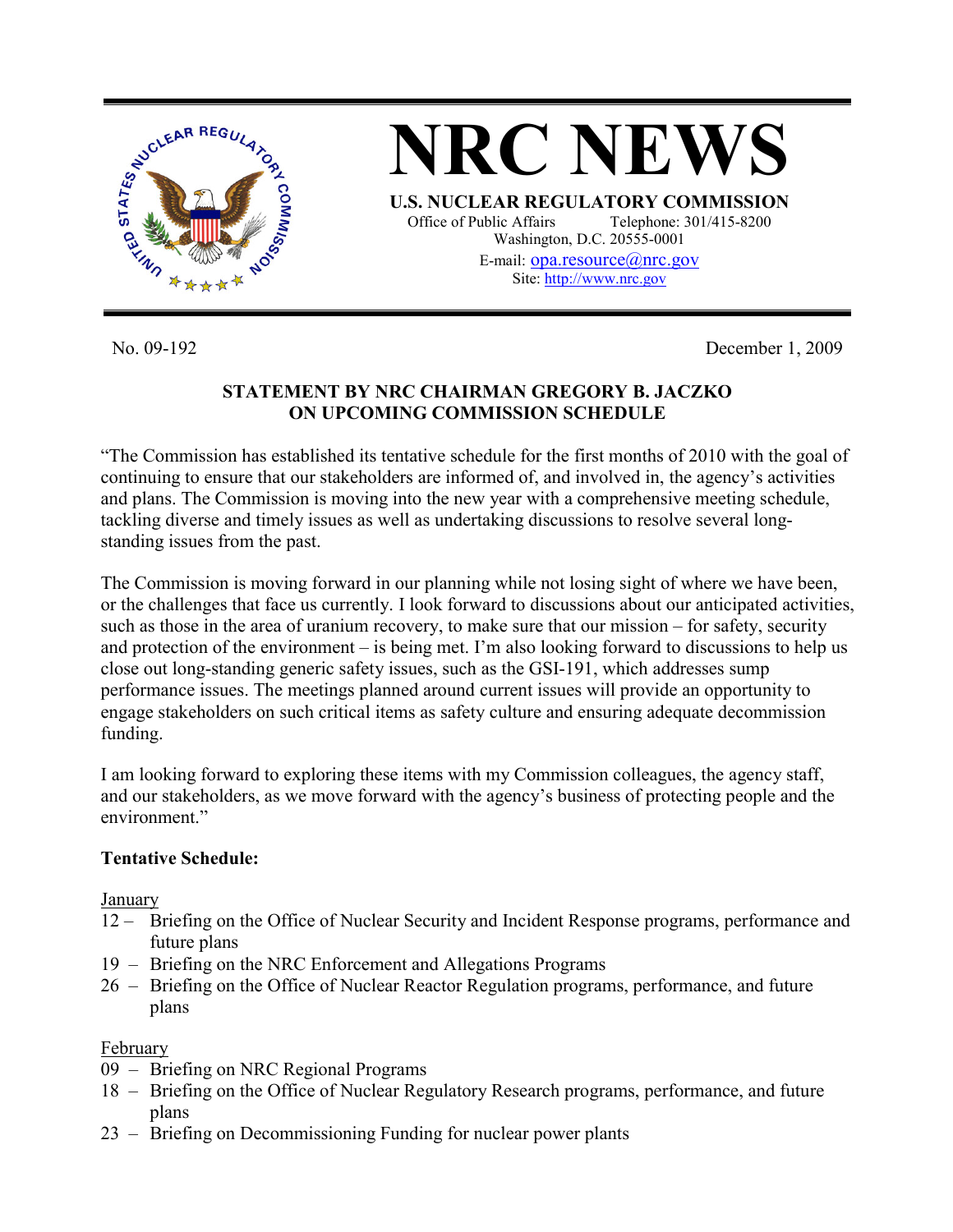# NRC NEWS

**U.S. NUCLEAR REGULATORY COMMISSION**

Office of Public Affairs Telephone: 301/415-8200
Washington, D.C. 20555-0001
E-mail: opa.resource@nrc.gov
Site: http://www.nrc.gov

No. 09-192 December 1, 2009

**STATEMENT BY NRC CHAIRMAN GREGORY B. JACZKO ON UPCOMING COMMISSION SCHEDULE**

"The Commission has established its tentative schedule for the first months of 2010 with the goal of continuing to ensure that our stakeholders are informed of, and involved in, the agency's activities and plans. The Commission is moving into the new year with a comprehensive meeting schedule, tackling diverse and timely issues as well as undertaking discussions to resolve several long-standing issues from the past.

The Commission is moving forward in our planning while not losing sight of where we have been, or the challenges that face us currently. I look forward to discussions about our anticipated activities, such as those in the area of uranium recovery, to make sure that our mission – for safety, security and protection of the environment – is being met. I'm also looking forward to discussions to help us close out long-standing generic safety issues, such as the GSI-191, which addresses sump performance issues. The meetings planned around current issues will provide an opportunity to engage stakeholders on such critical items as safety culture and ensuring adequate decommission funding.

I am looking forward to exploring these items with my Commission colleagues, the agency staff, and our stakeholders, as we move forward with the agency's business of protecting people and the environment."

**Tentative Schedule:**

January

- 12 – Briefing on the Office of Nuclear Security and Incident Response programs, performance and future plans
- 19 – Briefing on the NRC Enforcement and Allegations Programs
- 26 – Briefing on the Office of Nuclear Reactor Regulation programs, performance, and future plans

February

- 09 – Briefing on NRC Regional Programs
- 18 – Briefing on the Office of Nuclear Regulatory Research programs, performance, and future plans
- 23 – Briefing on Decommissioning Funding for nuclear power plants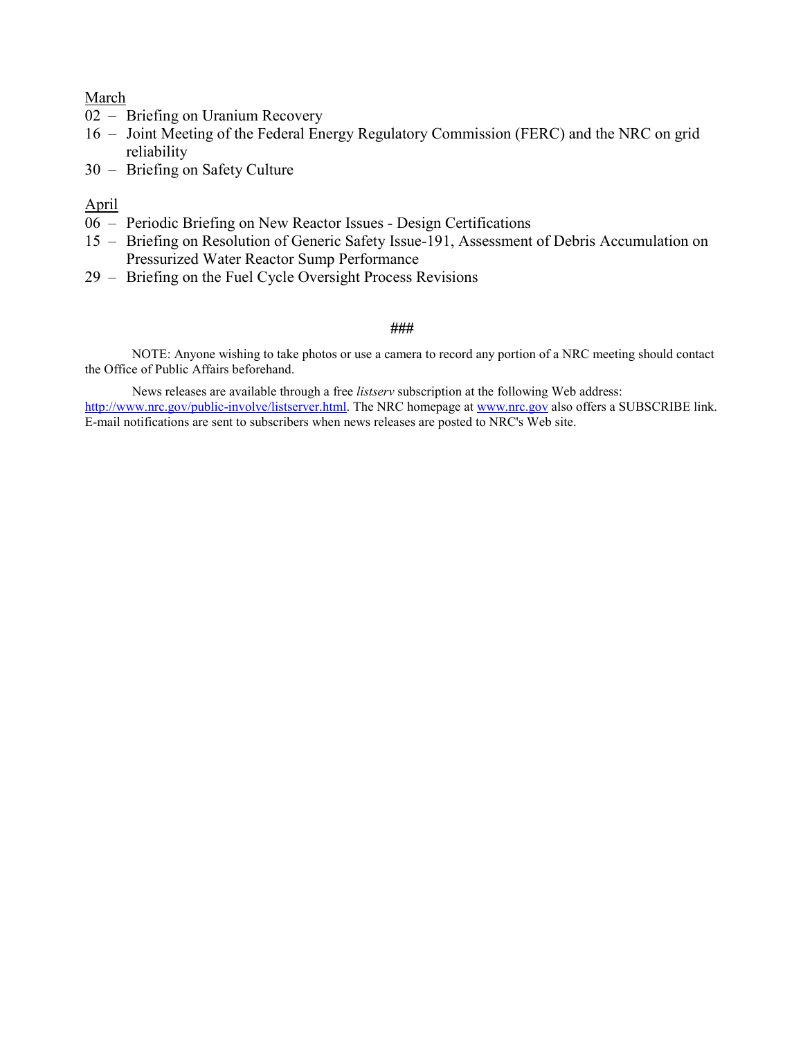March

02 – Briefing on Uranium Recovery
16 – Joint Meeting of the Federal Energy Regulatory Commission (FERC) and the NRC on grid reliability
30 – Briefing on Safety Culture

April

06 – Periodic Briefing on New Reactor Issues - Design Certifications
15 – Briefing on Resolution of Generic Safety Issue-191, Assessment of Debris Accumulation on Pressurized Water Reactor Sump Performance
29 – Briefing on the Fuel Cycle Oversight Process Revisions

###

NOTE: Anyone wishing to take photos or use a camera to record any portion of a NRC meeting should contact the Office of Public Affairs beforehand.

News releases are available through a free *listserv* subscription at the following Web address: http://www.nrc.gov/public-involve/listserver.html. The NRC homepage at www.nrc.gov also offers a SUBSCRIBE link. E-mail notifications are sent to subscribers when news releases are posted to NRC's Web site.